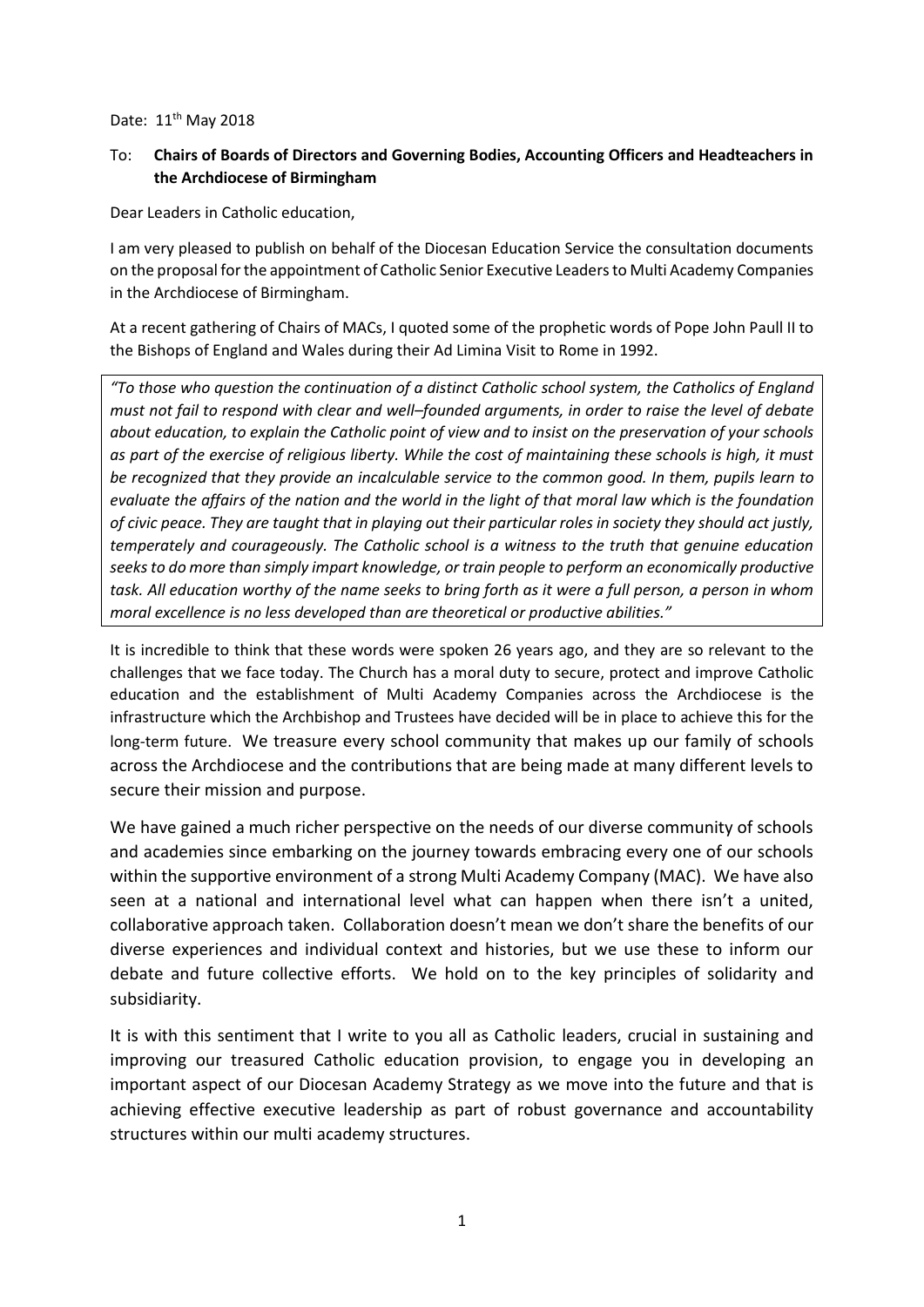Date: 11th May 2018

To: **Chairs of Boards of Directors and Governing Bodies, Accounting Officers and Headteachers in the Archdiocese of Birmingham**

Dear Leaders in Catholic education,

I am very pleased to publish on behalf of the Diocesan Education Service the consultation documents on the proposal for the appointment of Catholic Senior Executive Leaders to Multi Academy Companies in the Archdiocese of Birmingham.

At a recent gathering of Chairs of MACs, I quoted some of the prophetic words of Pope John Paull II to the Bishops of England and Wales during their Ad Limina Visit to Rome in 1992.

> *"To those who question the continuation of a distinct Catholic school system, the Catholics of England must not fail to respond with clear and well–founded arguments, in order to raise the level of debate about education, to explain the Catholic point of view and to insist on the preservation of your schools as part of the exercise of religious liberty. While the cost of maintaining these schools is high, it must be recognized that they provide an incalculable service to the common good. In them, pupils learn to evaluate the affairs of the nation and the world in the light of that moral law which is the foundation of civic peace. They are taught that in playing out their particular roles in society they should act justly, temperately and courageously. The Catholic school is a witness to the truth that genuine education seeks to do more than simply impart knowledge, or train people to perform an economically productive task. All education worthy of the name seeks to bring forth as it were a full person, a person in whom moral excellence is no less developed than are theoretical or productive abilities."*

It is incredible to think that these words were spoken 26 years ago, and they are so relevant to the challenges that we face today. The Church has a moral duty to secure, protect and improve Catholic education and the establishment of Multi Academy Companies across the Archdiocese is the infrastructure which the Archbishop and Trustees have decided will be in place to achieve this for the long-term future. We treasure every school community that makes up our family of schools across the Archdiocese and the contributions that are being made at many different levels to secure their mission and purpose.

We have gained a much richer perspective on the needs of our diverse community of schools and academies since embarking on the journey towards embracing every one of our schools within the supportive environment of a strong Multi Academy Company (MAC). We have also seen at a national and international level what can happen when there isn't a united, collaborative approach taken. Collaboration doesn't mean we don't share the benefits of our diverse experiences and individual context and histories, but we use these to inform our debate and future collective efforts. We hold on to the key principles of solidarity and subsidiarity.

It is with this sentiment that I write to you all as Catholic leaders, crucial in sustaining and improving our treasured Catholic education provision, to engage you in developing an important aspect of our Diocesan Academy Strategy as we move into the future and that is achieving effective executive leadership as part of robust governance and accountability structures within our multi academy structures.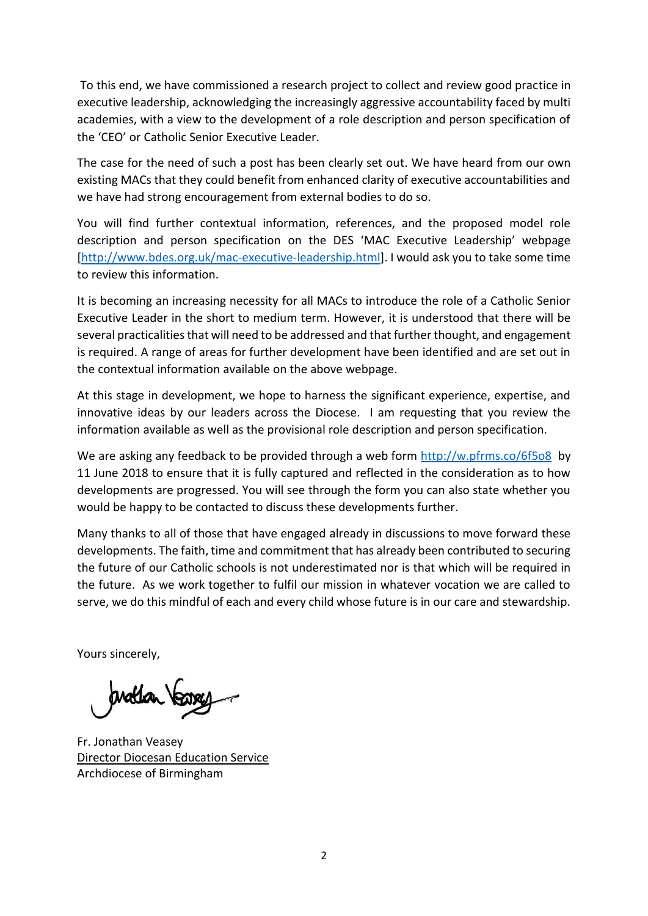To this end, we have commissioned a research project to collect and review good practice in executive leadership, acknowledging the increasingly aggressive accountability faced by multi academies, with a view to the development of a role description and person specification of the 'CEO' or Catholic Senior Executive Leader.

The case for the need of such a post has been clearly set out. We have heard from our own existing MACs that they could benefit from enhanced clarity of executive accountabilities and we have had strong encouragement from external bodies to do so.

You will find further contextual information, references, and the proposed model role description and person specification on the DES 'MAC Executive Leadership' webpage [http://www.bdes.org.uk/mac-executive-leadership.html]. I would ask you to take some time to review this information.

It is becoming an increasing necessity for all MACs to introduce the role of a Catholic Senior Executive Leader in the short to medium term. However, it is understood that there will be several practicalities that will need to be addressed and that further thought, and engagement is required. A range of areas for further development have been identified and are set out in the contextual information available on the above webpage.

At this stage in development, we hope to harness the significant experience, expertise, and innovative ideas by our leaders across the Diocese. I am requesting that you review the information available as well as the provisional role description and person specification.

We are asking any feedback to be provided through a web form http://w.pfrms.co/6f5o8 by 11 June 2018 to ensure that it is fully captured and reflected in the consideration as to how developments are progressed. You will see through the form you can also state whether you would be happy to be contacted to discuss these developments further.

Many thanks to all of those that have engaged already in discussions to move forward these developments. The faith, time and commitment that has already been contributed to securing the future of our Catholic schools is not underestimated nor is that which will be required in the future. As we work together to fulfil our mission in whatever vocation we are called to serve, we do this mindful of each and every child whose future is in our care and stewardship.

Yours sincerely,

Fr. Jonathan Veasey
Director Diocesan Education Service
Archdiocese of Birmingham